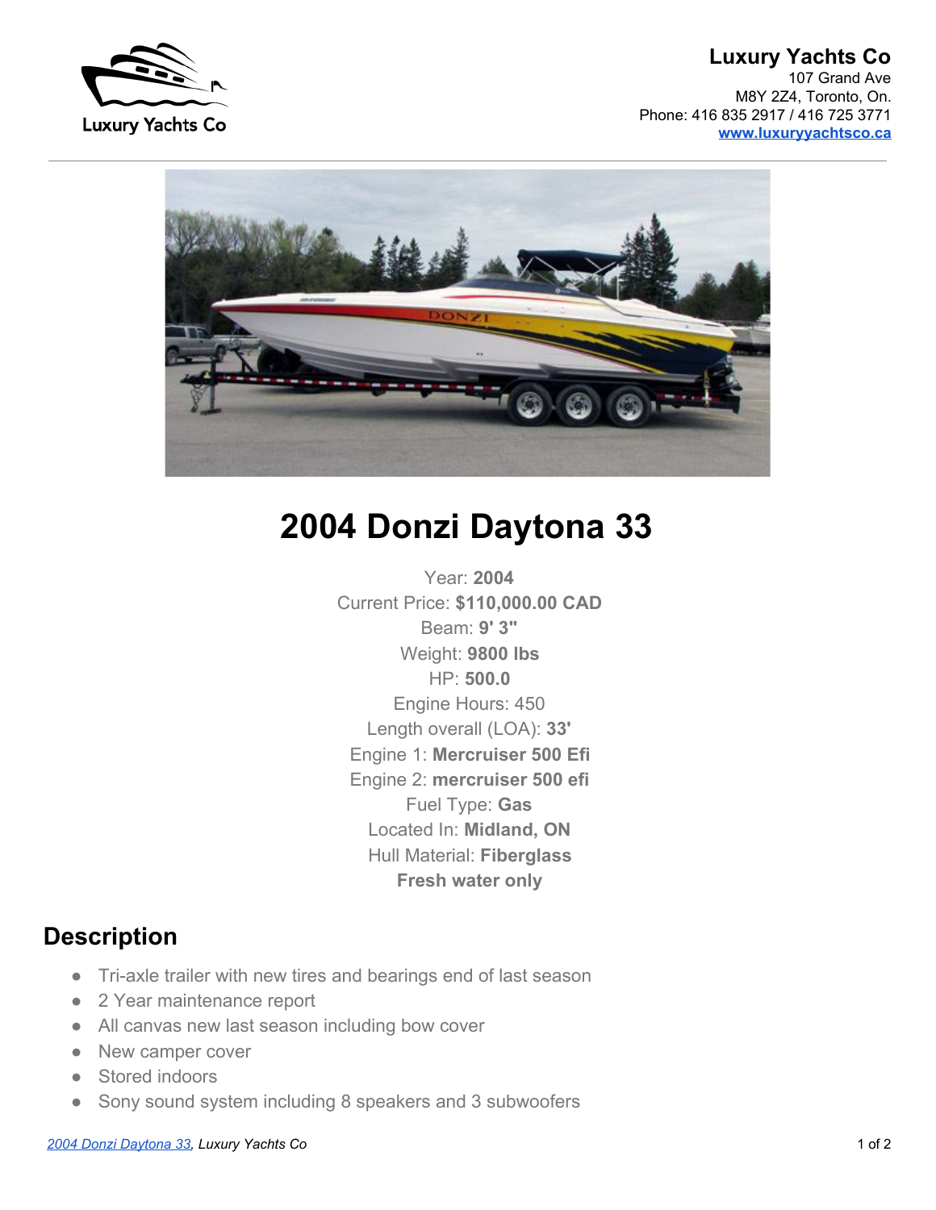Luxury Yachts Co

**Luxury Yachts Co**
107 Grand Ave
M8Y 2Z4, Toronto, On.
Phone: 416 835 2917 / 416 725 3771
[www.luxuryyachtsco.ca](http://www.luxuryyachtsco.ca)

# 2004 Donzi Daytona 33

Year: **2004**
Current Price: **$110,000.00 CAD**
Beam: **9' 3"**
Weight: **9800 lbs**
HP: **500.0**
Engine Hours: 450
Length overall (LOA): **33'**
Engine 1: **Mercruiser 500 Efi**
Engine 2: **mercruiser 500 efi**
Fuel Type: **Gas**
Located In: **Midland, ON**
Hull Material: **Fiberglass**
**Fresh water only**

## Description

- Tri-axle trailer with new tires and bearings end of last season
- 2 Year maintenance report
- All canvas new last season including bow cover
- New camper cover
- Stored indoors
- Sony sound system including 8 speakers and 3 subwoofers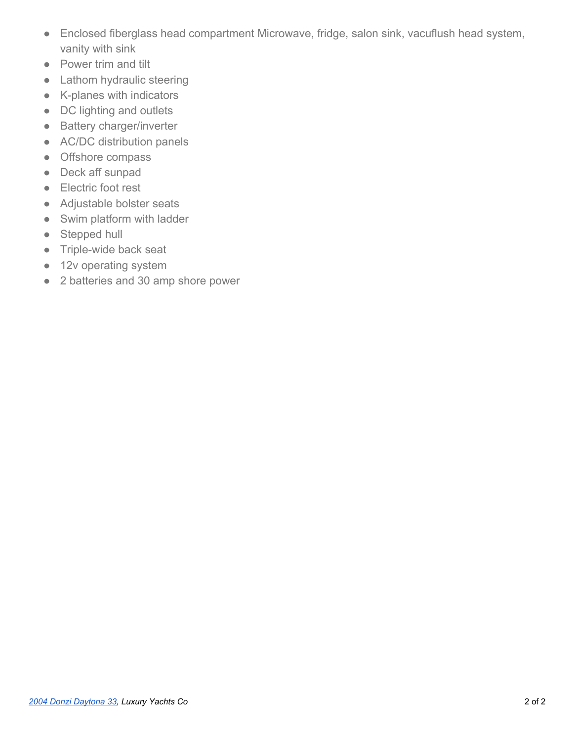- Enclosed fiberglass head compartment Microwave, fridge, salon sink, vacuflush head system, vanity with sink
- Power trim and tilt
- Lathom hydraulic steering
- K-planes with indicators
- DC lighting and outlets
- Battery charger/inverter
- AC/DC distribution panels
- Offshore compass
- Deck aff sunpad
- Electric foot rest
- Adjustable bolster seats
- Swim platform with ladder
- Stepped hull
- Triple-wide back seat
- 12v operating system
- 2 batteries and 30 amp shore power